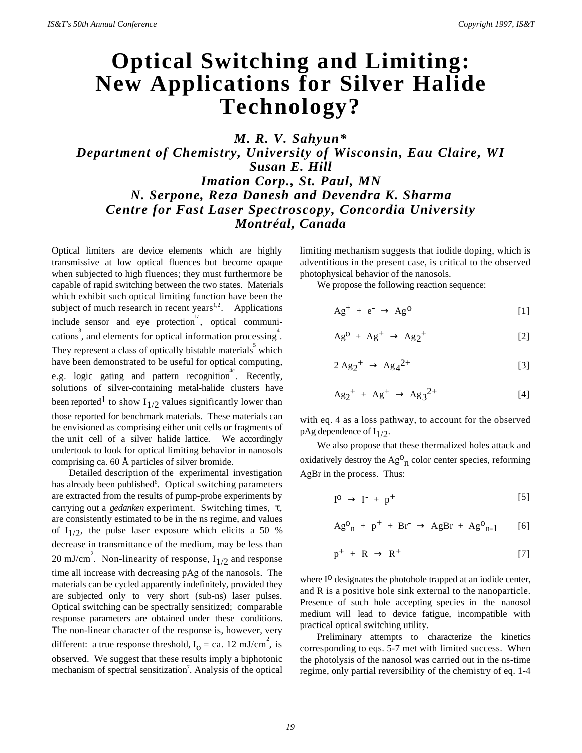# Optical Switching and Limiting: New Applications for Silver Halide Technology?

***M. R. V. Sahyun\****
***Department of Chemistry, University of Wisconsin, Eau Claire, WI***
***Susan E. Hill***
***Imation Corp., St. Paul, MN***
***N. Serpone, Reza Danesh and Devendra K. Sharma***
***Centre for Fast Laser Spectroscopy, Concordia University***
***Montréal, Canada***

Optical limiters are device elements which are highly transmissive at low optical fluences but become opaque when subjected to high fluences; they must furthermore be capable of rapid switching between the two states. Materials which exhibit such optical limiting function have been the subject of much research in recent years[1,2]. Applications include sensor and eye protection[1a], optical communications[3], and elements for optical information processing[4]. They represent a class of optically bistable materials[5] which have been demonstrated to be useful for optical computing, e.g. logic gating and pattern recognition[4c]. Recently, solutions of silver-containing metal-halide clusters have been reported[1] to show $I_{1/2}$ values significantly lower than those reported for benchmark materials. These materials can be envisioned as comprising either unit cells or fragments of the unit cell of a silver halide lattice. We accordingly undertook to look for optical limiting behavior in nanosols comprising ca. 60 Å particles of silver bromide.

Detailed description of the experimental investigation has already been published[6]. Optical switching parameters are extracted from the results of pump-probe experiments by carrying out a *gedanken* experiment. Switching times, τ, are consistently estimated to be in the ns regime, and values of $I_{1/2}$, the pulse laser exposure which elicits a 50 % decrease in transmittance of the medium, may be less than 20 mJ/cm$^2$. Non-linearity of response, $I_{1/2}$ and response time all increase with decreasing pAg of the nanosols. The materials can be cycled apparently indefinitely, provided they are subjected only to very short (sub-ns) laser pulses. Optical switching can be spectrally sensitized; comparable response parameters are obtained under these conditions. The non-linear character of the response is, however, very different: a true response threshold, $I_o$ = ca. 12 mJ/cm$^2$, is observed. We suggest that these results imply a biphotonic mechanism of spectral sensitization[7]. Analysis of the optical limiting mechanism suggests that iodide doping, which is adventitious in the present case, is critical to the observed photophysical behavior of the nanosols.

We propose the following reaction sequence:

$$Ag^+ + e^- \rightarrow Ag^o \qquad [1]$$

$$Ag^o + Ag^+ \rightarrow Ag_2^+ \qquad [2]$$

$$2\,Ag_2^+ \rightarrow Ag_4^{2+} \qquad [3]$$

$$Ag_2^+ + Ag^+ \rightarrow Ag_3^{2+} \qquad [4]$$

with eq. 4 as a loss pathway, to account for the observed pAg dependence of $I_{1/2}$.

We also propose that these thermalized holes attack and oxidatively destroy the $Ag^o_n$ color center species, reforming AgBr in the process. Thus:

$$I^o \rightarrow I^- + p^+ \qquad [5]$$

$$Ag^o_n + p^+ + Br^- \rightarrow AgBr + Ag^o_{n-1} \qquad [6]$$

$$p^+ + R \rightarrow R^+ \qquad [7]$$

where $I^o$ designates the photohole trapped at an iodide center, and R is a positive hole sink external to the nanoparticle. Presence of such hole accepting species in the nanosol medium will lead to device fatigue, incompatible with practical optical switching utility.

Preliminary attempts to characterize the kinetics corresponding to eqs. 5-7 met with limited success. When the photolysis of the nanosol was carried out in the ns-time regime, only partial reversibility of the chemistry of eq. 1-4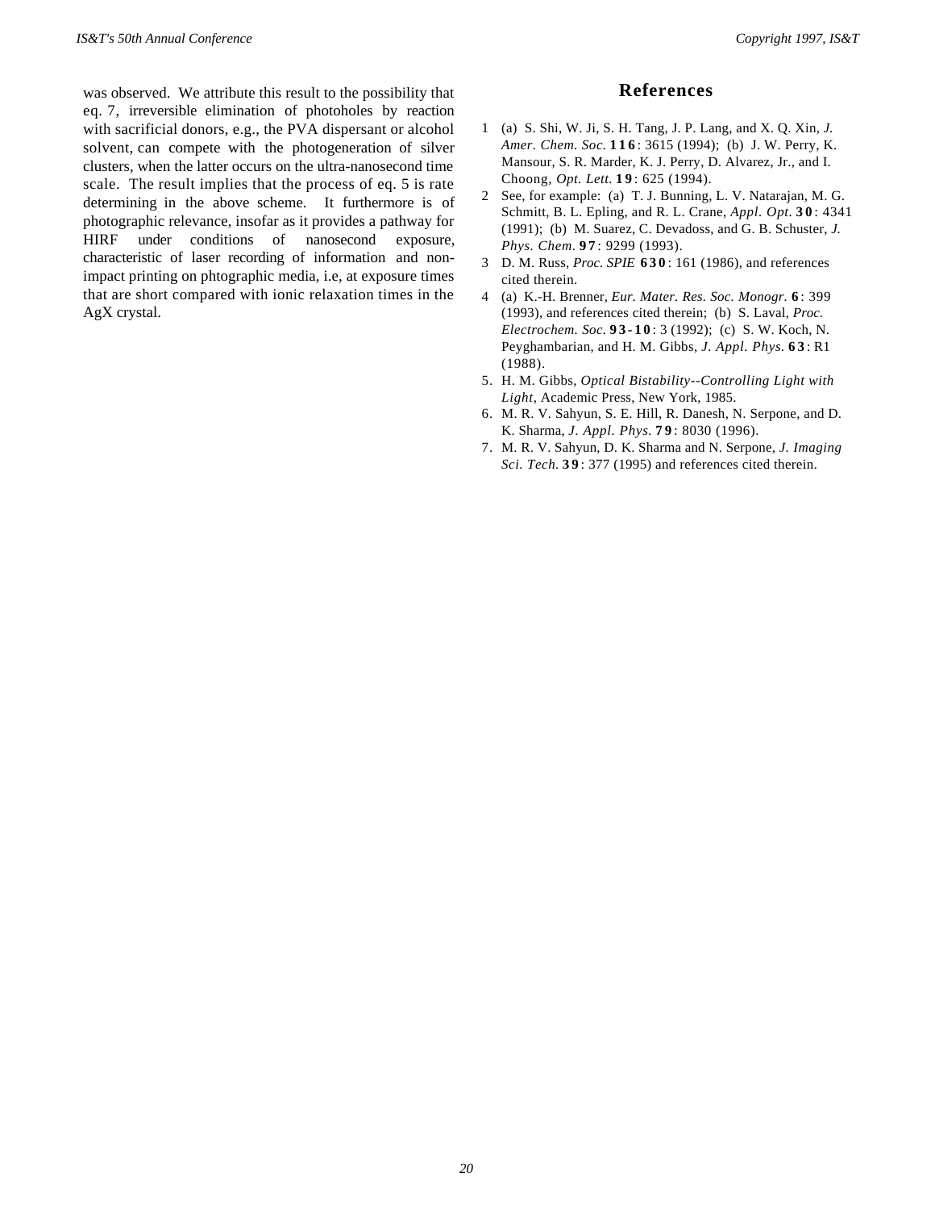was observed. We attribute this result to the possibility that eq. 7, irreversible elimination of photoholes by reaction with sacrificial donors, e.g., the PVA dispersant or alcohol solvent, can compete with the photogeneration of silver clusters, when the latter occurs on the ultra-nanosecond time scale. The result implies that the process of eq. 5 is rate determining in the above scheme. It furthermore is of photographic relevance, insofar as it provides a pathway for HIRF under conditions of nanosecond exposure, characteristic of laser recording of information and non-impact printing on phtographic media, i.e, at exposure times that are short compared with ionic relaxation times in the AgX crystal.

## References

1 (a) S. Shi, W. Ji, S. H. Tang, J. P. Lang, and X. Q. Xin, *J. Amer. Chem. Soc.* **116**: 3615 (1994); (b) J. W. Perry, K. Mansour, S. R. Marder, K. J. Perry, D. Alvarez, Jr., and I. Choong, *Opt. Lett.* **19**: 625 (1994).

2 See, for example: (a) T. J. Bunning, L. V. Natarajan, M. G. Schmitt, B. L. Epling, and R. L. Crane, *Appl. Opt.* **30**: 4341 (1991); (b) M. Suarez, C. Devadoss, and G. B. Schuster, *J. Phys. Chem.* **97**: 9299 (1993).

3 D. M. Russ, *Proc. SPIE* **630**: 161 (1986), and references cited therein.

4 (a) K.-H. Brenner, *Eur. Mater. Res. Soc. Monogr.* **6**: 399 (1993), and references cited therein; (b) S. Laval, *Proc. Electrochem. Soc.* **93-10**: 3 (1992); (c) S. W. Koch, N. Peyghambarian, and H. M. Gibbs, *J. Appl. Phys.* **63**: R1 (1988).

5. H. M. Gibbs, *Optical Bistability--Controlling Light with Light*, Academic Press, New York, 1985.

6. M. R. V. Sahyun, S. E. Hill, R. Danesh, N. Serpone, and D. K. Sharma, *J. Appl. Phys.* **79**: 8030 (1996).

7. M. R. V. Sahyun, D. K. Sharma and N. Serpone, *J. Imaging Sci. Tech.* **39**: 377 (1995) and references cited therein.